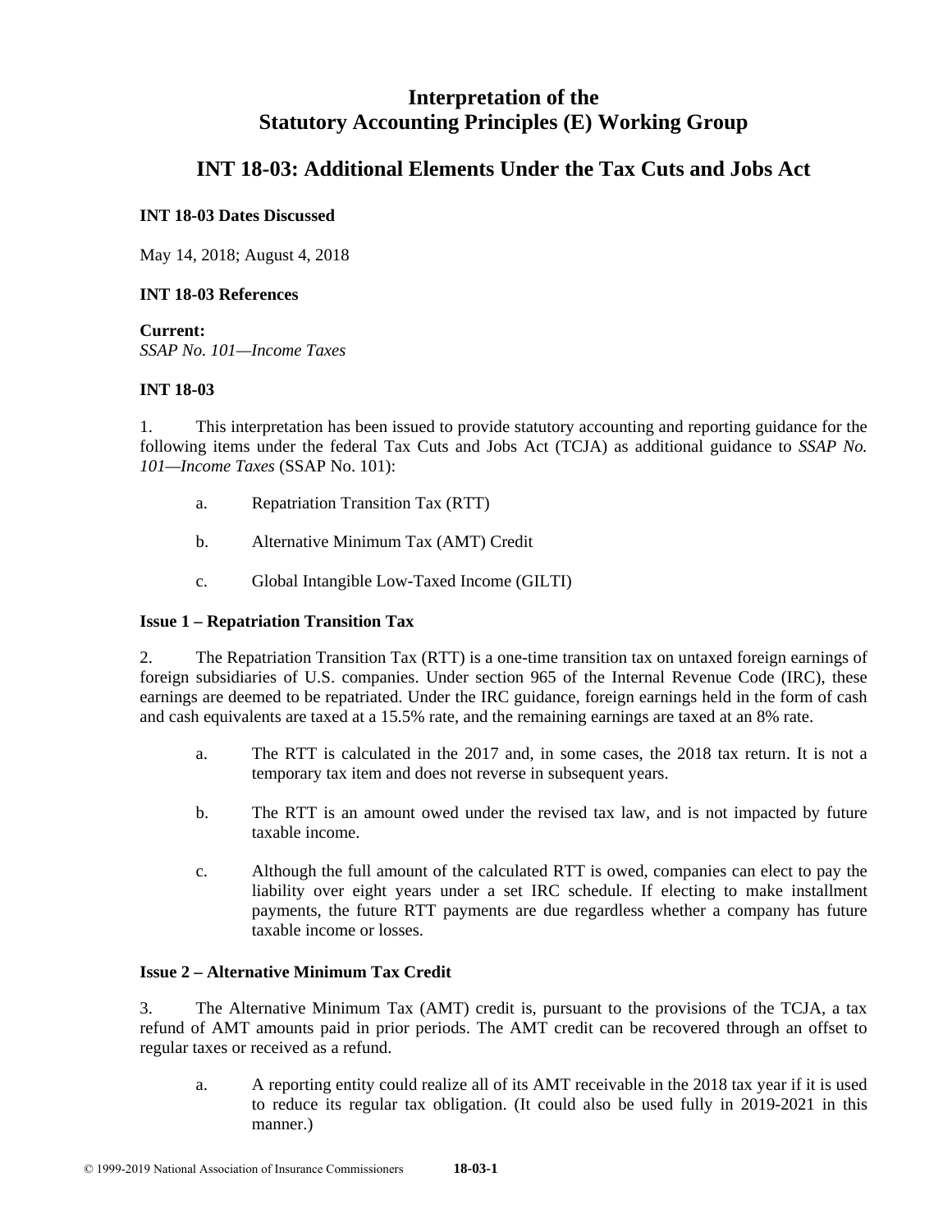# Interpretation of the Statutory Accounting Principles (E) Working Group

## INT 18-03: Additional Elements Under the Tax Cuts and Jobs Act

**INT 18-03 Dates Discussed**

May 14, 2018; August 4, 2018

**INT 18-03 References**

**Current:**
*SSAP No. 101—Income Taxes*

**INT 18-03**

1. This interpretation has been issued to provide statutory accounting and reporting guidance for the following items under the federal Tax Cuts and Jobs Act (TCJA) as additional guidance to *SSAP No. 101—Income Taxes* (SSAP No. 101):

   a. Repatriation Transition Tax (RTT)

   b. Alternative Minimum Tax (AMT) Credit

   c. Global Intangible Low-Taxed Income (GILTI)

**Issue 1 – Repatriation Transition Tax**

2. The Repatriation Transition Tax (RTT) is a one-time transition tax on untaxed foreign earnings of foreign subsidiaries of U.S. companies. Under section 965 of the Internal Revenue Code (IRC), these earnings are deemed to be repatriated. Under the IRC guidance, foreign earnings held in the form of cash and cash equivalents are taxed at a 15.5% rate, and the remaining earnings are taxed at an 8% rate.

   a. The RTT is calculated in the 2017 and, in some cases, the 2018 tax return. It is not a temporary tax item and does not reverse in subsequent years.

   b. The RTT is an amount owed under the revised tax law, and is not impacted by future taxable income.

   c. Although the full amount of the calculated RTT is owed, companies can elect to pay the liability over eight years under a set IRC schedule. If electing to make installment payments, the future RTT payments are due regardless whether a company has future taxable income or losses.

**Issue 2 – Alternative Minimum Tax Credit**

3. The Alternative Minimum Tax (AMT) credit is, pursuant to the provisions of the TCJA, a tax refund of AMT amounts paid in prior periods. The AMT credit can be recovered through an offset to regular taxes or received as a refund.

   a. A reporting entity could realize all of its AMT receivable in the 2018 tax year if it is used to reduce its regular tax obligation. (It could also be used fully in 2019-2021 in this manner.)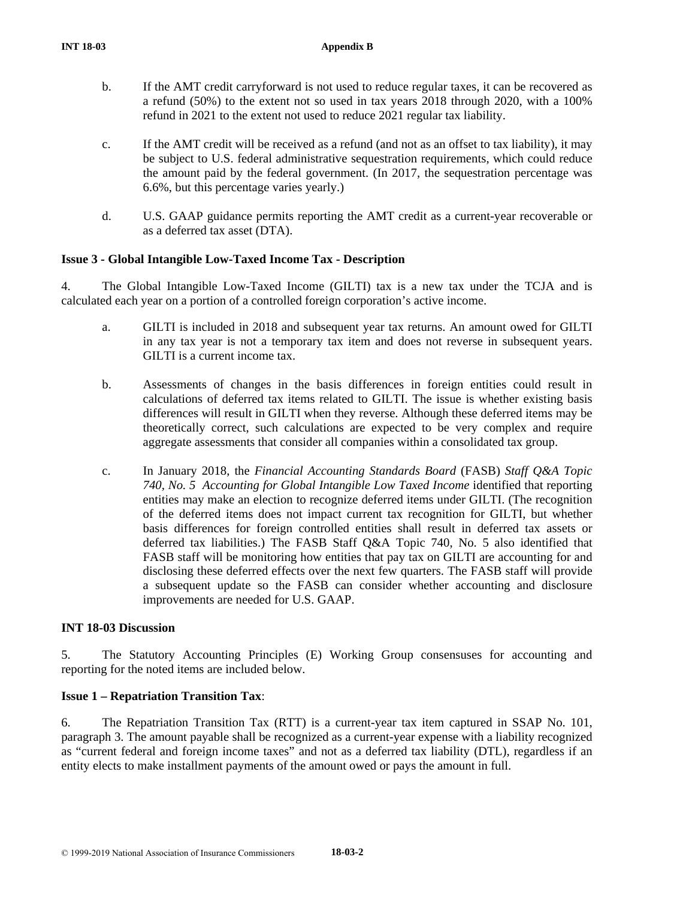b. If the AMT credit carryforward is not used to reduce regular taxes, it can be recovered as a refund (50%) to the extent not so used in tax years 2018 through 2020, with a 100% refund in 2021 to the extent not used to reduce 2021 regular tax liability.

c. If the AMT credit will be received as a refund (and not as an offset to tax liability), it may be subject to U.S. federal administrative sequestration requirements, which could reduce the amount paid by the federal government. (In 2017, the sequestration percentage was 6.6%, but this percentage varies yearly.)

d. U.S. GAAP guidance permits reporting the AMT credit as a current-year recoverable or as a deferred tax asset (DTA).

**Issue 3 - Global Intangible Low-Taxed Income Tax - Description**

4. The Global Intangible Low-Taxed Income (GILTI) tax is a new tax under the TCJA and is calculated each year on a portion of a controlled foreign corporation's active income.

a. GILTI is included in 2018 and subsequent year tax returns. An amount owed for GILTI in any tax year is not a temporary tax item and does not reverse in subsequent years. GILTI is a current income tax.

b. Assessments of changes in the basis differences in foreign entities could result in calculations of deferred tax items related to GILTI. The issue is whether existing basis differences will result in GILTI when they reverse. Although these deferred items may be theoretically correct, such calculations are expected to be very complex and require aggregate assessments that consider all companies within a consolidated tax group.

c. In January 2018, the *Financial Accounting Standards Board* (FASB) *Staff Q&A Topic 740, No. 5 Accounting for Global Intangible Low Taxed Income* identified that reporting entities may make an election to recognize deferred items under GILTI. (The recognition of the deferred items does not impact current tax recognition for GILTI, but whether basis differences for foreign controlled entities shall result in deferred tax assets or deferred tax liabilities.) The FASB Staff Q&A Topic 740, No. 5 also identified that FASB staff will be monitoring how entities that pay tax on GILTI are accounting for and disclosing these deferred effects over the next few quarters. The FASB staff will provide a subsequent update so the FASB can consider whether accounting and disclosure improvements are needed for U.S. GAAP.

**INT 18-03 Discussion**

5. The Statutory Accounting Principles (E) Working Group consensuses for accounting and reporting for the noted items are included below.

**Issue 1 – Repatriation Transition Tax**:

6. The Repatriation Transition Tax (RTT) is a current-year tax item captured in SSAP No. 101, paragraph 3. The amount payable shall be recognized as a current-year expense with a liability recognized as "current federal and foreign income taxes" and not as a deferred tax liability (DTL), regardless if an entity elects to make installment payments of the amount owed or pays the amount in full.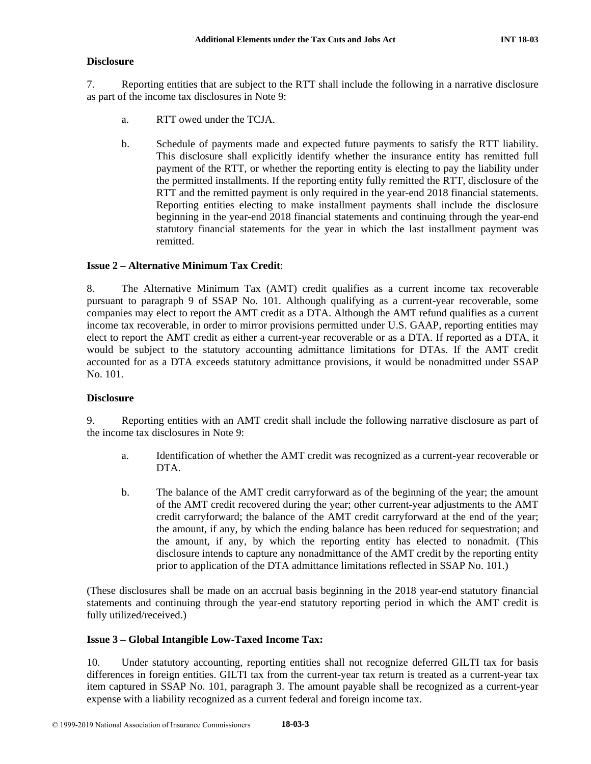**Disclosure**

7. Reporting entities that are subject to the RTT shall include the following in a narrative disclosure as part of the income tax disclosures in Note 9:

a. RTT owed under the TCJA.

b. Schedule of payments made and expected future payments to satisfy the RTT liability. This disclosure shall explicitly identify whether the insurance entity has remitted full payment of the RTT, or whether the reporting entity is electing to pay the liability under the permitted installments. If the reporting entity fully remitted the RTT, disclosure of the RTT and the remitted payment is only required in the year-end 2018 financial statements. Reporting entities electing to make installment payments shall include the disclosure beginning in the year-end 2018 financial statements and continuing through the year-end statutory financial statements for the year in which the last installment payment was remitted.

**Issue 2 – Alternative Minimum Tax Credit**:

8. The Alternative Minimum Tax (AMT) credit qualifies as a current income tax recoverable pursuant to paragraph 9 of SSAP No. 101. Although qualifying as a current-year recoverable, some companies may elect to report the AMT credit as a DTA. Although the AMT refund qualifies as a current income tax recoverable, in order to mirror provisions permitted under U.S. GAAP, reporting entities may elect to report the AMT credit as either a current-year recoverable or as a DTA. If reported as a DTA, it would be subject to the statutory accounting admittance limitations for DTAs. If the AMT credit accounted for as a DTA exceeds statutory admittance provisions, it would be nonadmitted under SSAP No. 101.

**Disclosure**

9. Reporting entities with an AMT credit shall include the following narrative disclosure as part of the income tax disclosures in Note 9:

a. Identification of whether the AMT credit was recognized as a current-year recoverable or DTA.

b. The balance of the AMT credit carryforward as of the beginning of the year; the amount of the AMT credit recovered during the year; other current-year adjustments to the AMT credit carryforward; the balance of the AMT credit carryforward at the end of the year; the amount, if any, by which the ending balance has been reduced for sequestration; and the amount, if any, by which the reporting entity has elected to nonadmit. (This disclosure intends to capture any nonadmittance of the AMT credit by the reporting entity prior to application of the DTA admittance limitations reflected in SSAP No. 101.)

(These disclosures shall be made on an accrual basis beginning in the 2018 year-end statutory financial statements and continuing through the year-end statutory reporting period in which the AMT credit is fully utilized/received.)

**Issue 3 – Global Intangible Low-Taxed Income Tax:**

10. Under statutory accounting, reporting entities shall not recognize deferred GILTI tax for basis differences in foreign entities. GILTI tax from the current-year tax return is treated as a current-year tax item captured in SSAP No. 101, paragraph 3. The amount payable shall be recognized as a current-year expense with a liability recognized as a current federal and foreign income tax.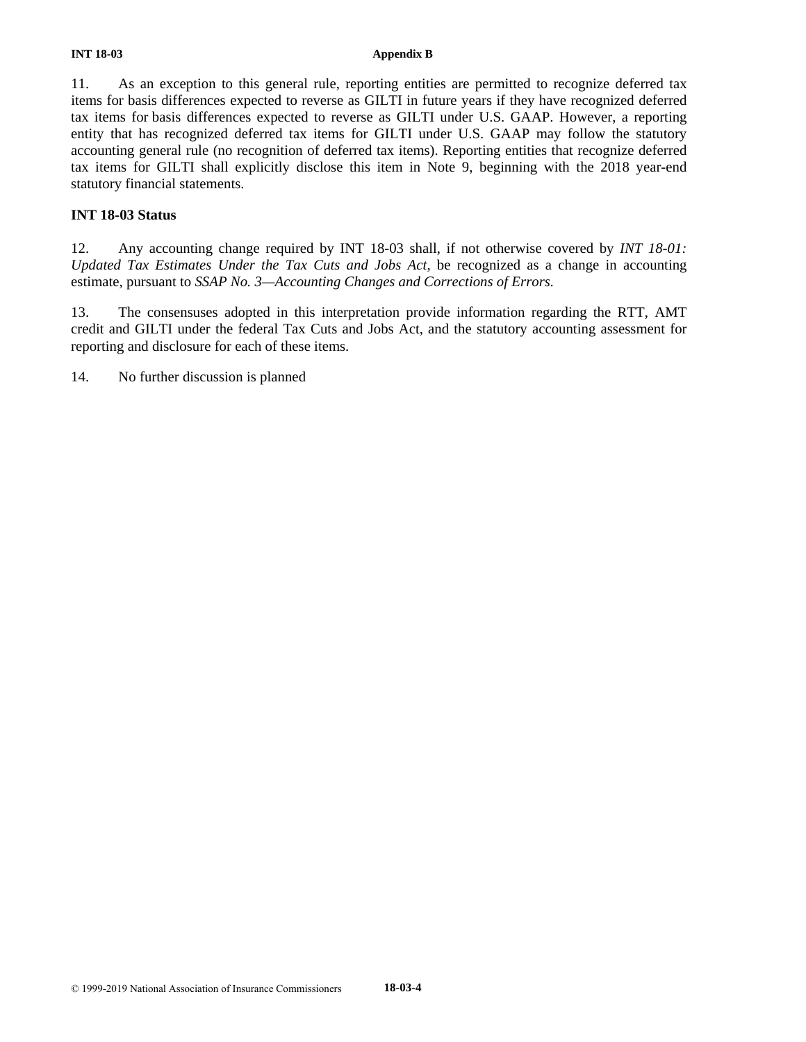11. As an exception to this general rule, reporting entities are permitted to recognize deferred tax items for basis differences expected to reverse as GILTI in future years if they have recognized deferred tax items for basis differences expected to reverse as GILTI under U.S. GAAP. However, a reporting entity that has recognized deferred tax items for GILTI under U.S. GAAP may follow the statutory accounting general rule (no recognition of deferred tax items). Reporting entities that recognize deferred tax items for GILTI shall explicitly disclose this item in Note 9, beginning with the 2018 year-end statutory financial statements.

### INT 18-03 Status

12. Any accounting change required by INT 18-03 shall, if not otherwise covered by *INT 18-01: Updated Tax Estimates Under the Tax Cuts and Jobs Act*, be recognized as a change in accounting estimate, pursuant to *SSAP No. 3—Accounting Changes and Corrections of Errors.*

13. The consensuses adopted in this interpretation provide information regarding the RTT, AMT credit and GILTI under the federal Tax Cuts and Jobs Act, and the statutory accounting assessment for reporting and disclosure for each of these items.

14. No further discussion is planned